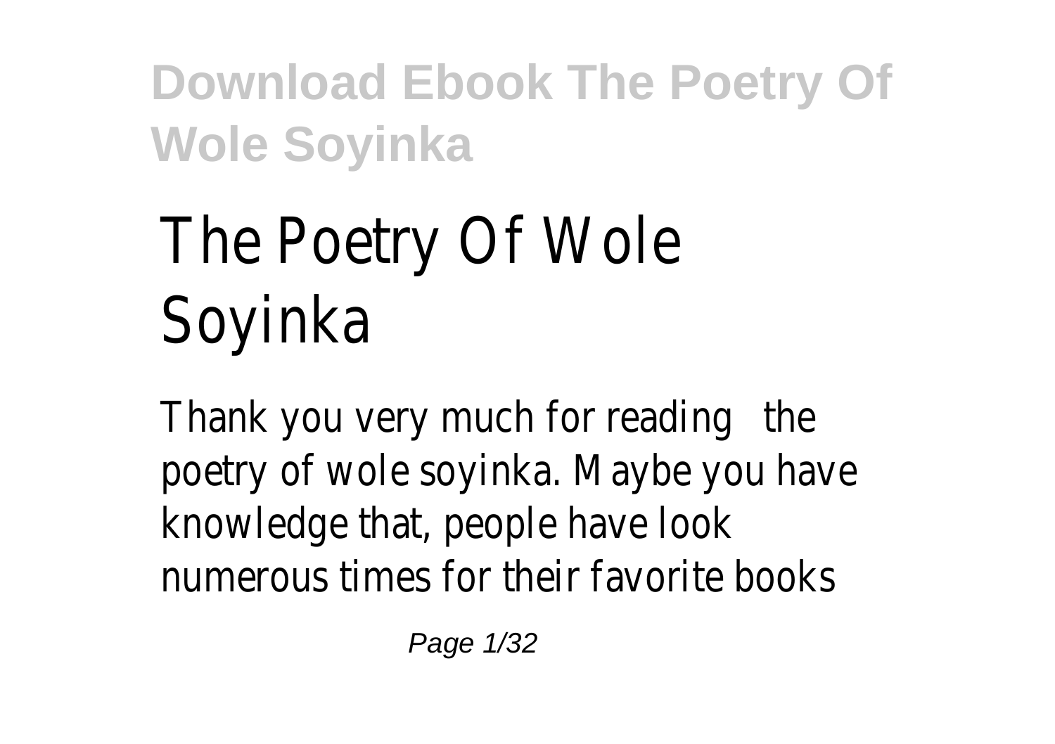# The Poetry Of Wole Soyinka

Thank you very much for reading the poetry of wole soyinka. Maybe you have knowledge that, people have look numerous times for their favorite books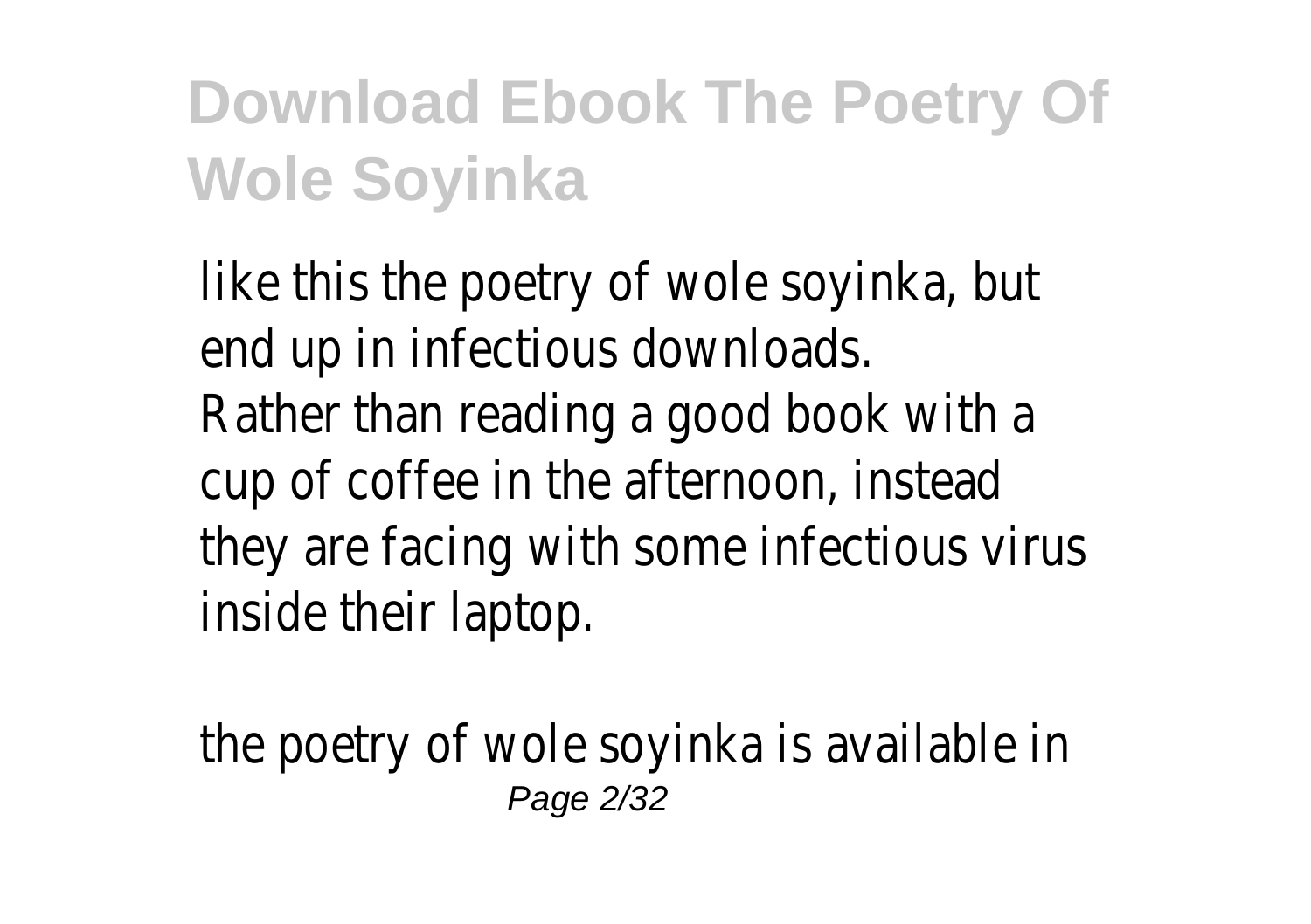like this the poetry of wole soyinka, but end up in infectious downloads.
Rather than reading a good book with a cup of coffee in the afternoon, instead they are facing with some infectious virus inside their laptop.

the poetry of wole soyinka is available in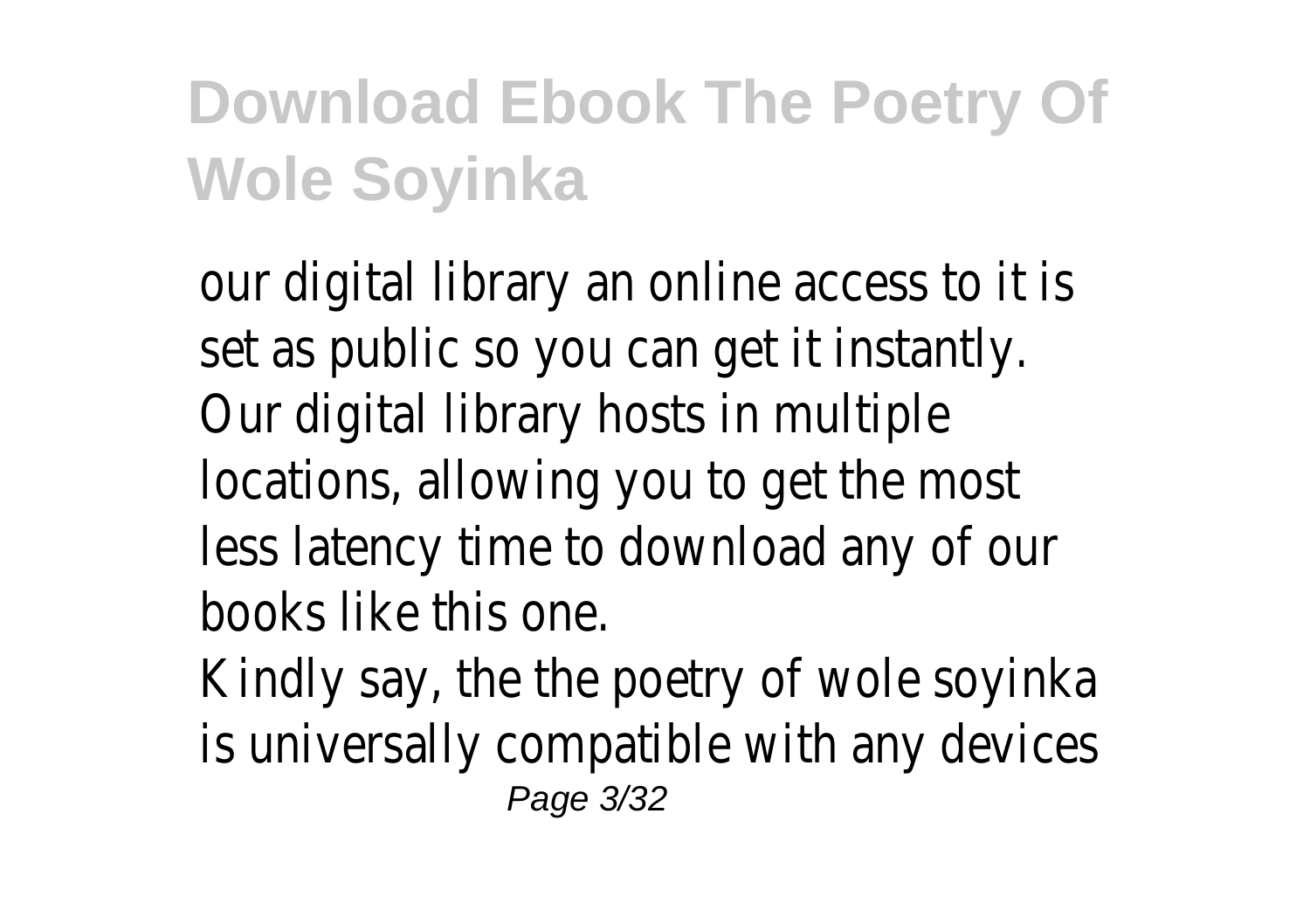our digital library an online access to it is set as public so you can get it instantly. Our digital library hosts in multiple locations, allowing you to get the most less latency time to download any of our books like this one.

Kindly say, the the poetry of wole soyinka is universally compatible with any devices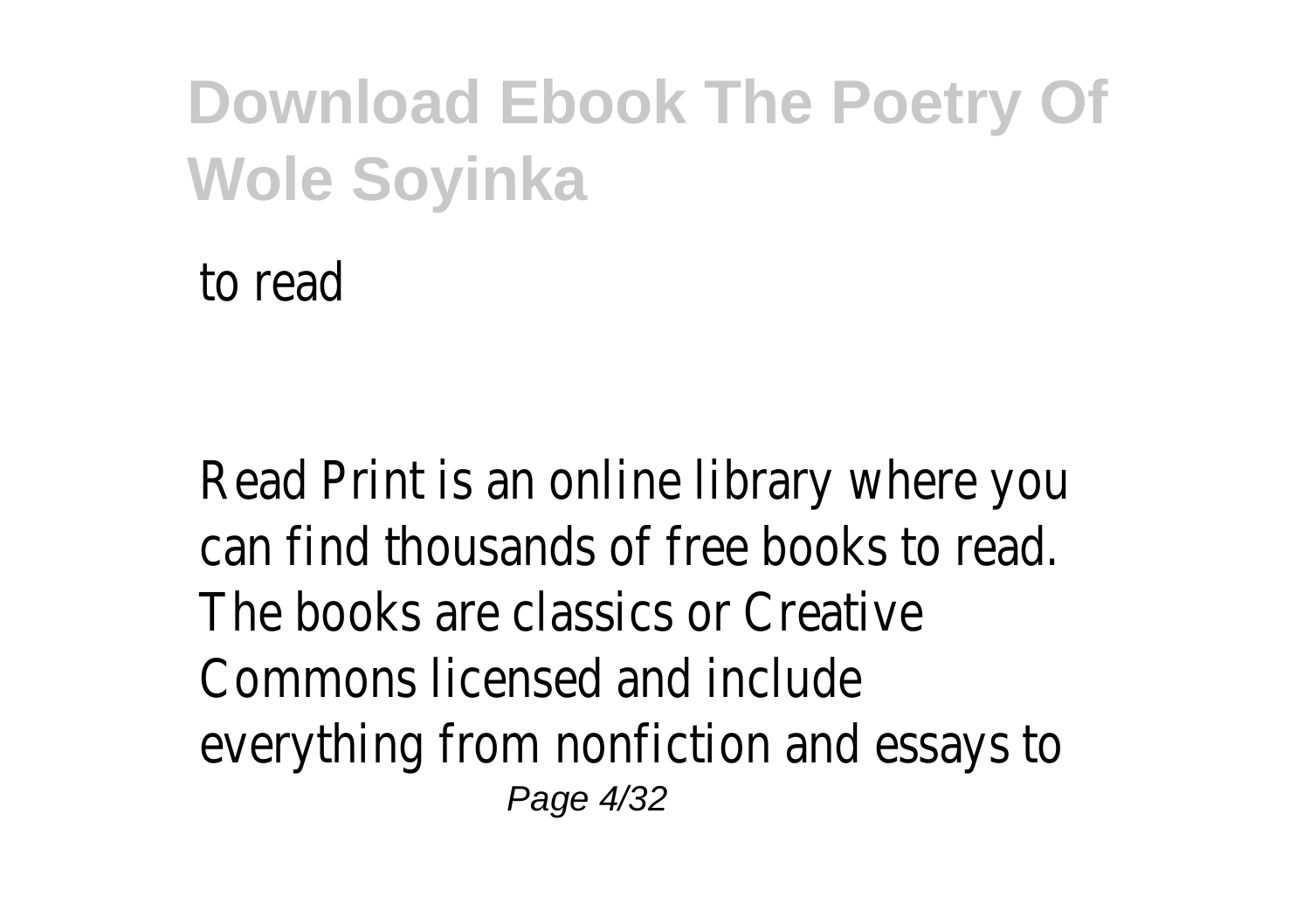to read

Read Print is an online library where you can find thousands of free books to read. The books are classics or Creative Commons licensed and include everything from nonfiction and essays to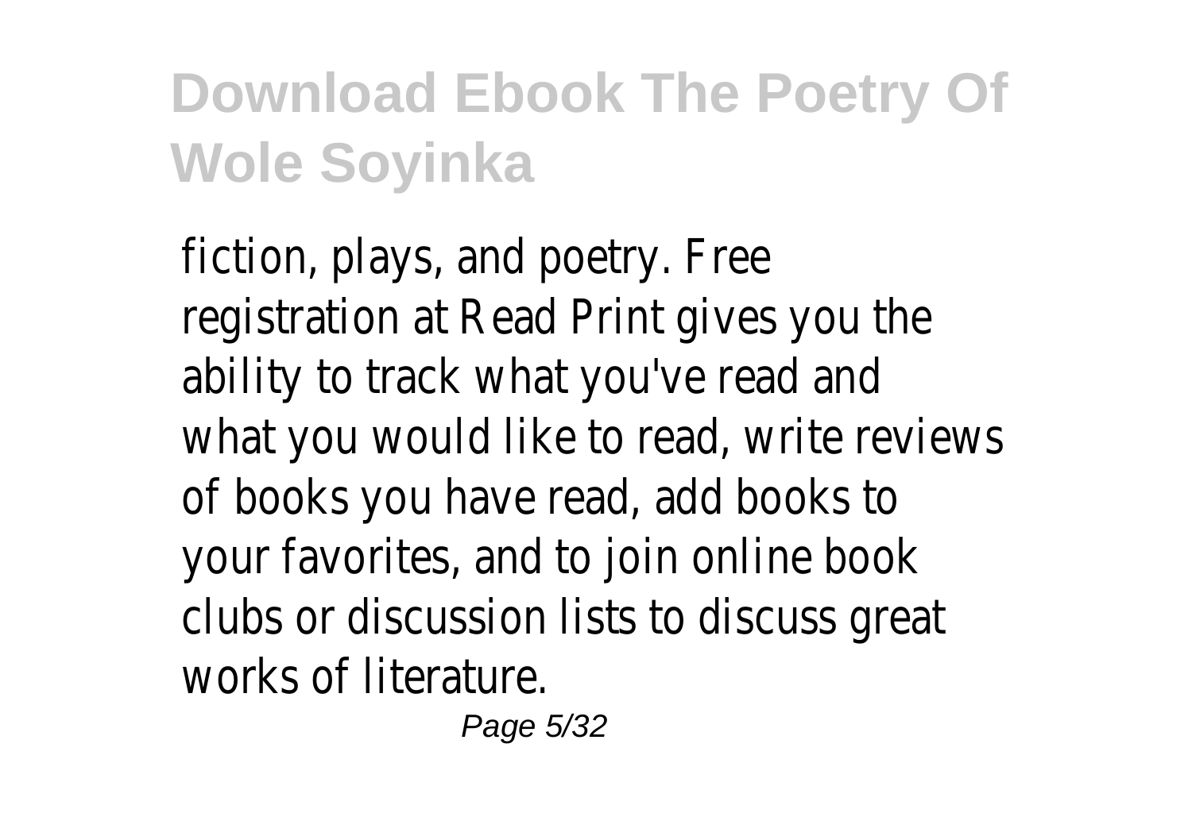fiction, plays, and poetry. Free registration at Read Print gives you the ability to track what you've read and what you would like to read, write reviews of books you have read, add books to your favorites, and to join online book clubs or discussion lists to discuss great works of literature.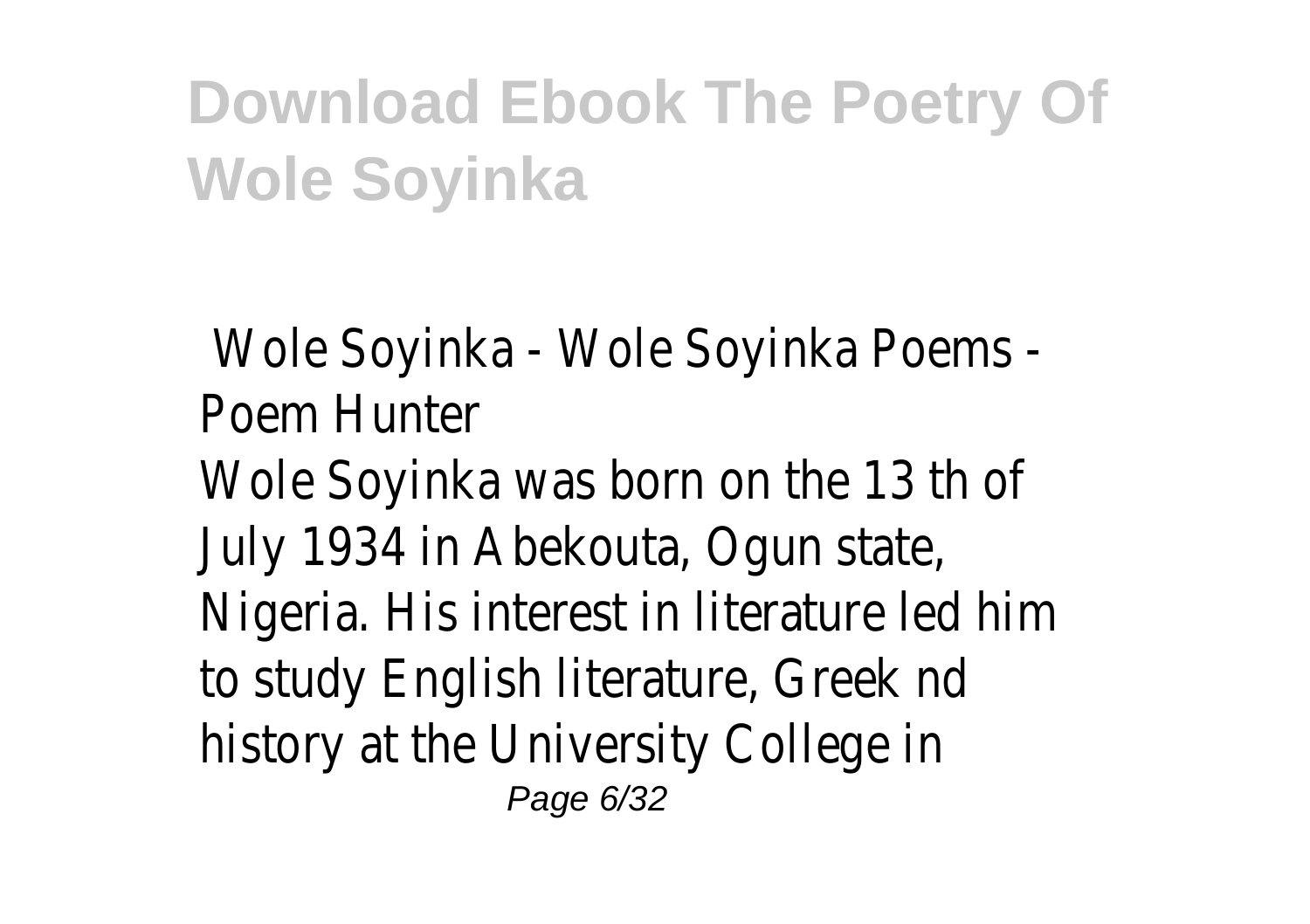# Download Ebook The Poetry Of Wole Soyinka

Wole Soyinka - Wole Soyinka Poems - Poem Hunter

Wole Soyinka was born on the 13 th of July 1934 in Abekouta, Ogun state, Nigeria. His interest in literature led him to study English literature, Greek nd history at the University College in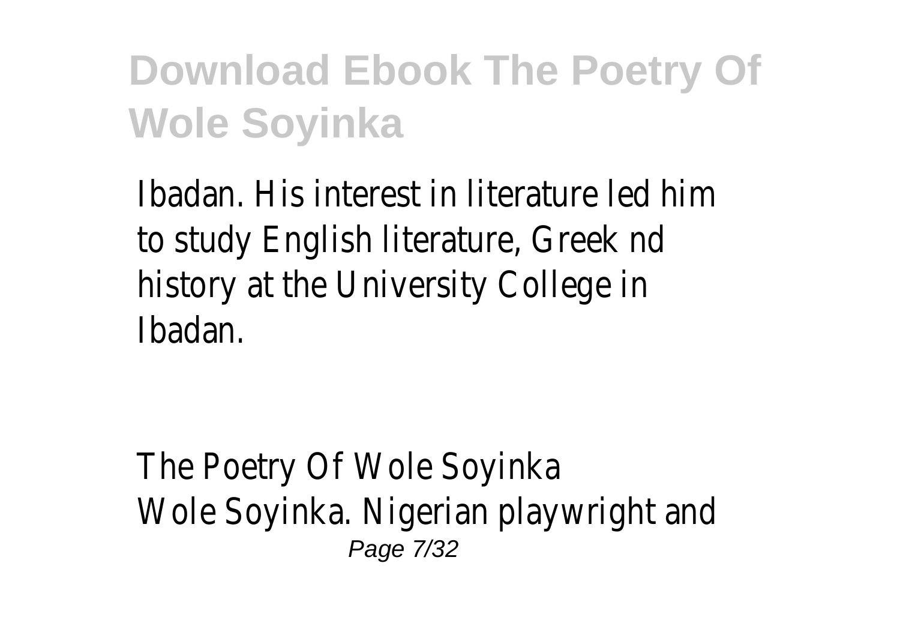Ibadan. His interest in literature led him to study English literature, Greek nd history at the University College in Ibadan.

The Poetry Of Wole Soyinka
Wole Soyinka. Nigerian playwright and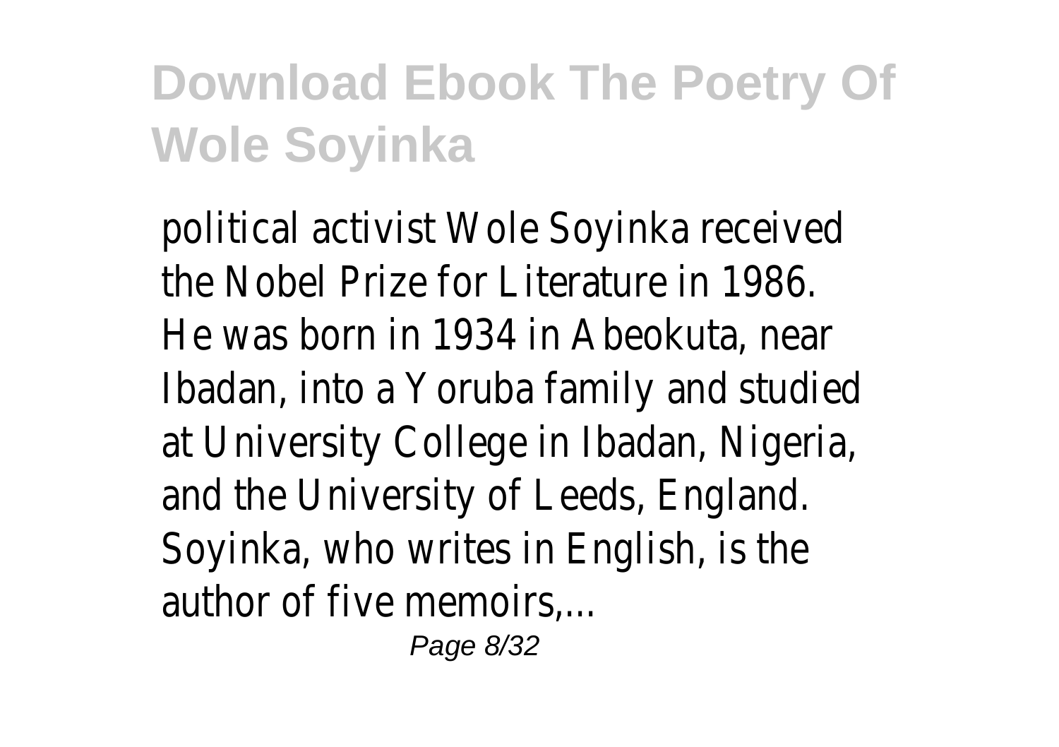political activist Wole Soyinka received the Nobel Prize for Literature in 1986. He was born in 1934 in Abeokuta, near Ibadan, into a Yoruba family and studied at University College in Ibadan, Nigeria, and the University of Leeds, England. Soyinka, who writes in English, is the author of five memoirs,...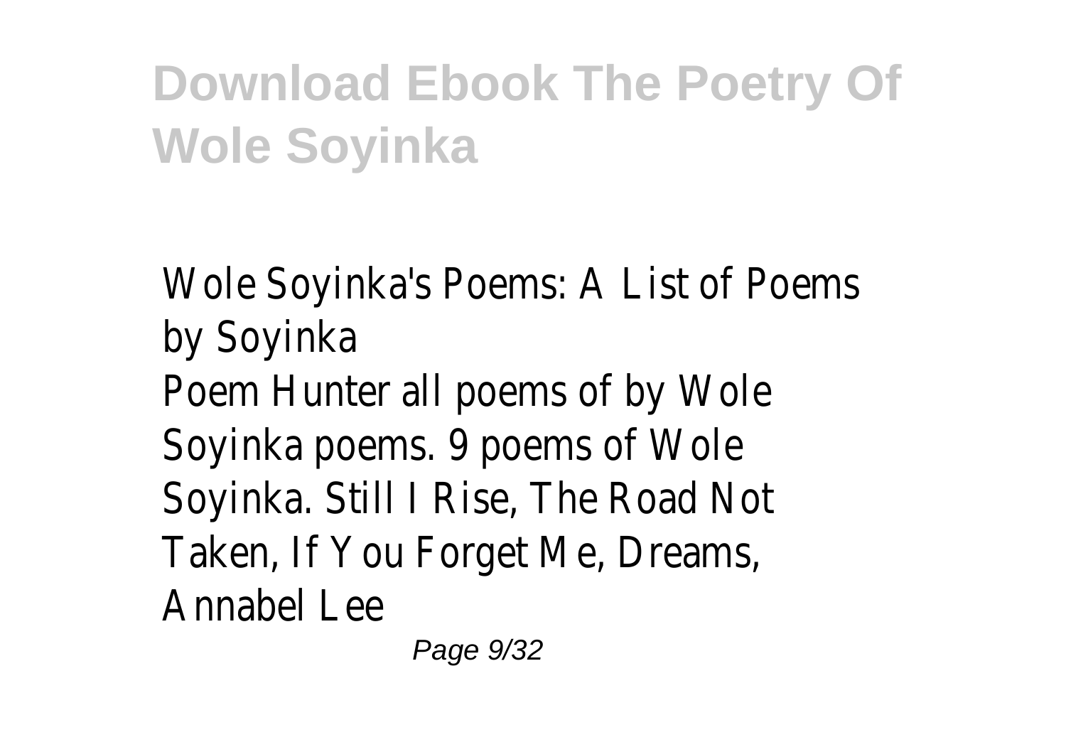# Download Ebook The Poetry Of Wole Soyinka

Wole Soyinka's Poems: A List of Poems by Soyinka

Poem Hunter all poems of by Wole Soyinka poems. 9 poems of Wole Soyinka. Still I Rise, The Road Not Taken, If You Forget Me, Dreams, Annabel Lee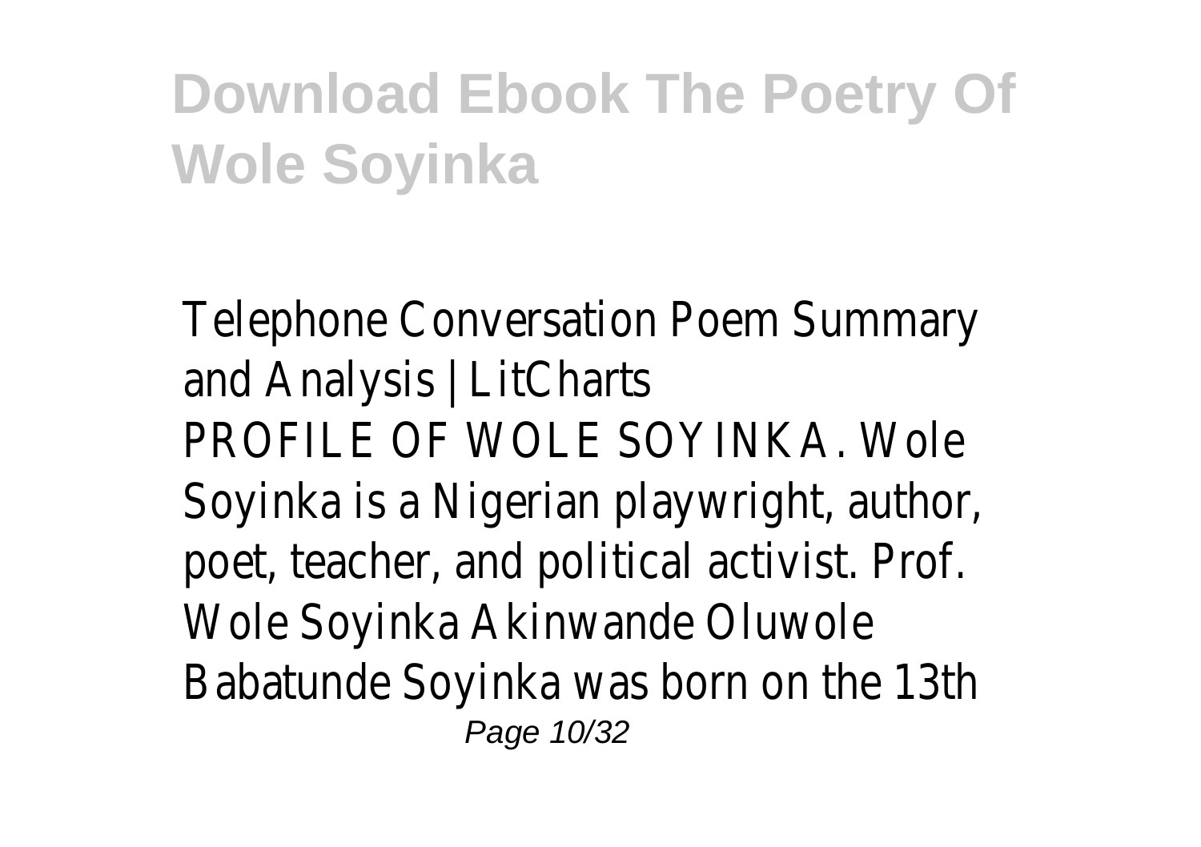# Download Ebook The Poetry Of Wole Soyinka

Telephone Conversation Poem Summary and Analysis | LitCharts

PROFILE OF WOLE SOYINKA. Wole Soyinka is a Nigerian playwright, author, poet, teacher, and political activist. Prof. Wole Soyinka Akinwande Oluwole Babatunde Soyinka was born on the 13th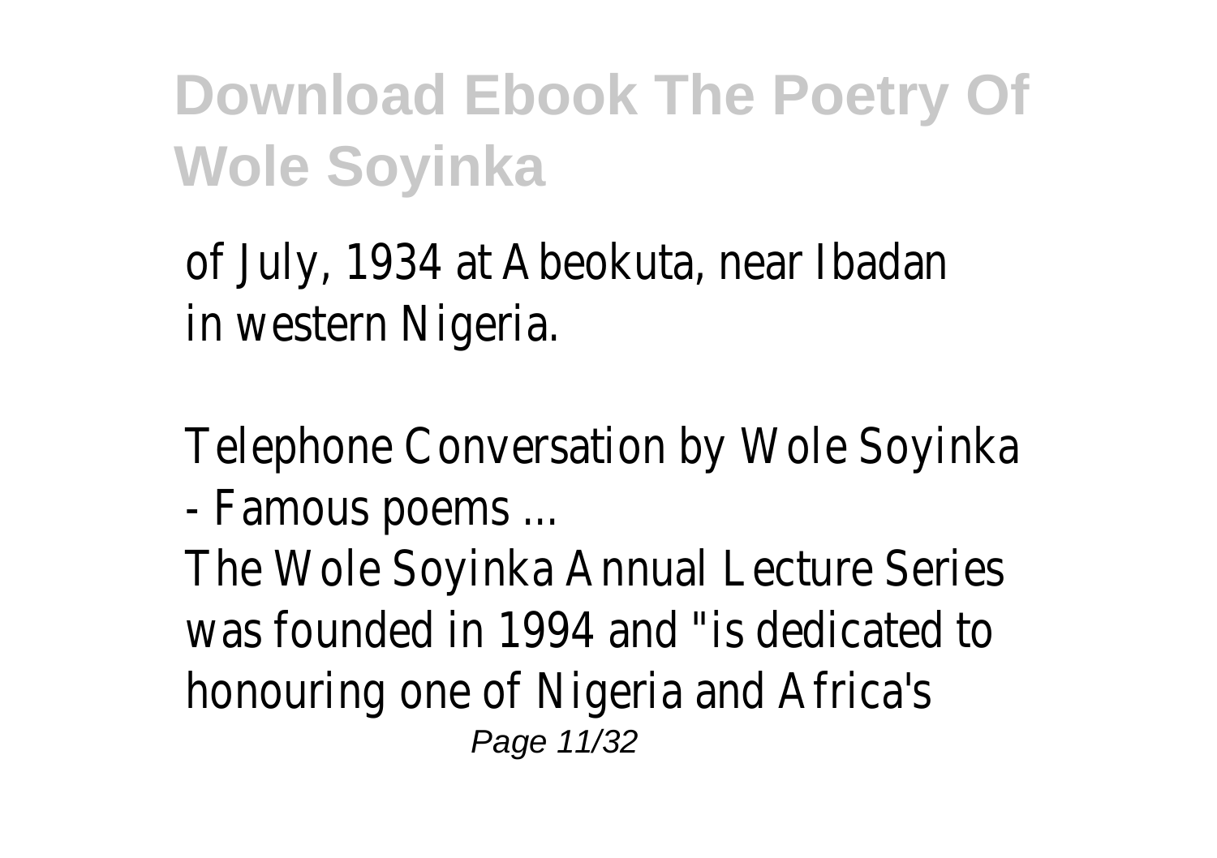of July, 1934 at Abeokuta, near Ibadan in western Nigeria.

Telephone Conversation by Wole Soyinka - Famous poems ...

The Wole Soyinka Annual Lecture Series was founded in 1994 and "is dedicated to honouring one of Nigeria and Africa's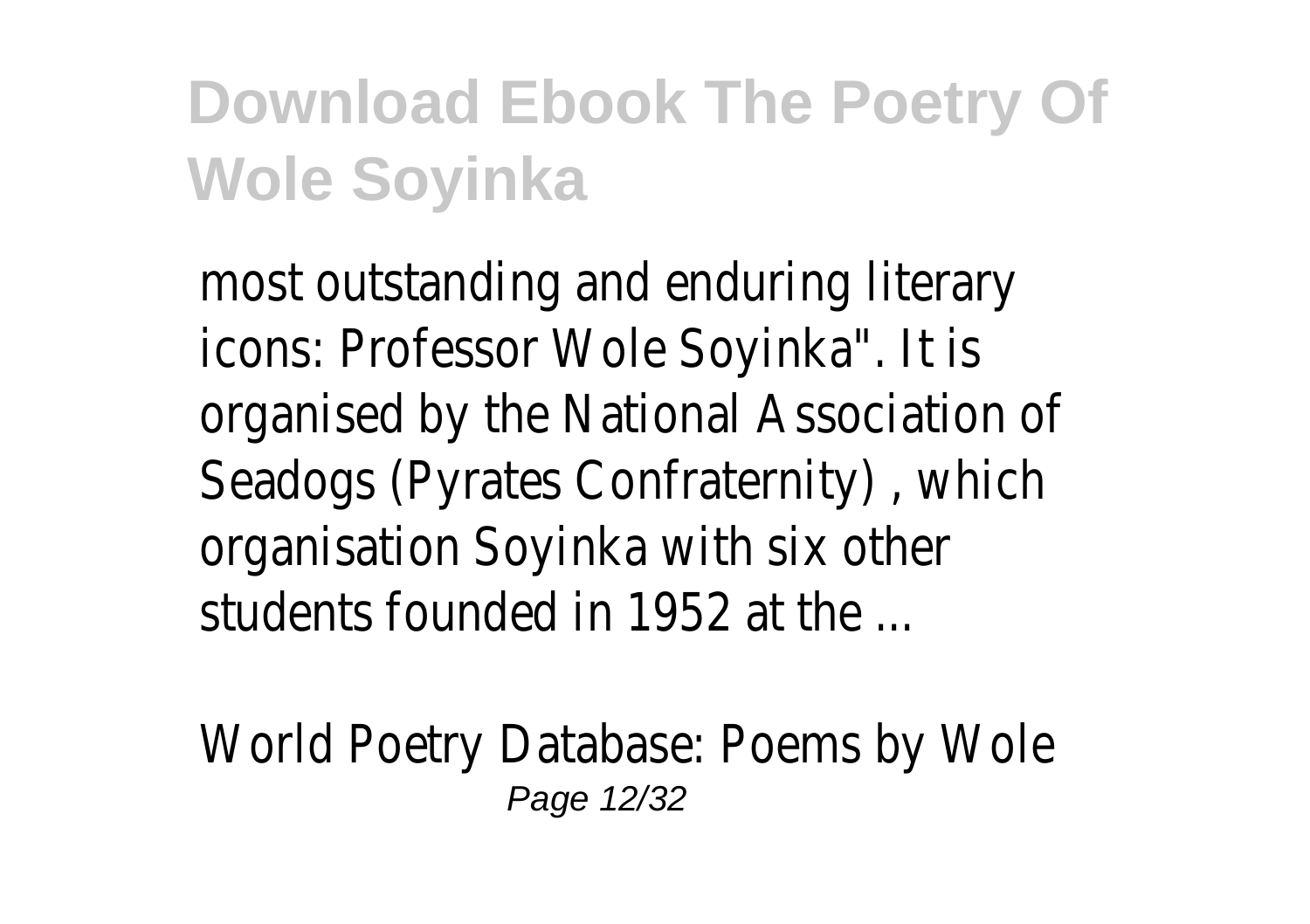most outstanding and enduring literary icons: Professor Wole Soyinka". It is organised by the National Association of Seadogs (Pyrates Confraternity) , which organisation Soyinka with six other students founded in 1952 at the ...

World Poetry Database: Poems by Wole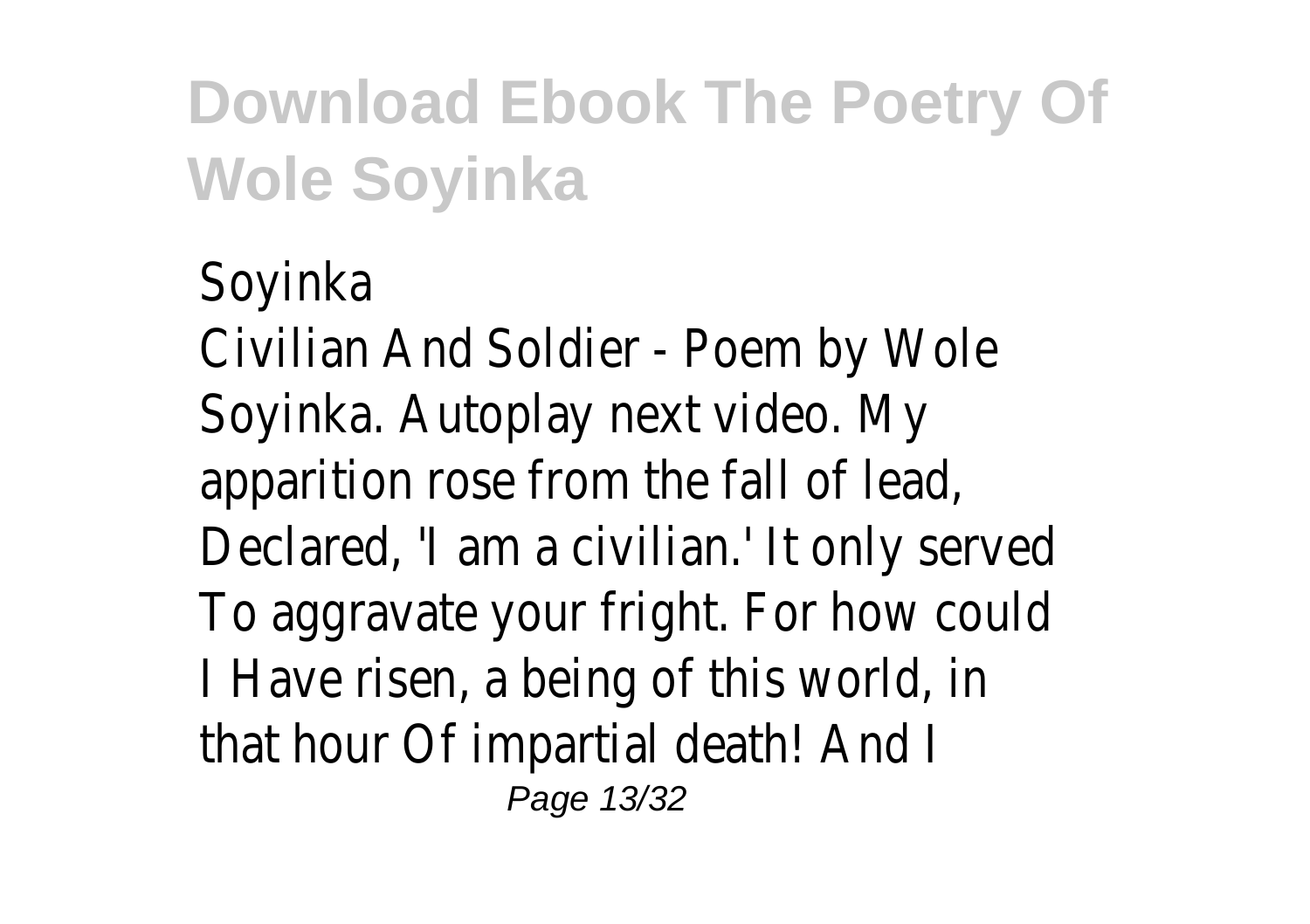Soyinka

Civilian And Soldier - Poem by Wole Soyinka. Autoplay next video. My apparition rose from the fall of lead, Declared, 'I am a civilian.' It only served To aggravate your fright. For how could I Have risen, a being of this world, in that hour Of impartial death! And I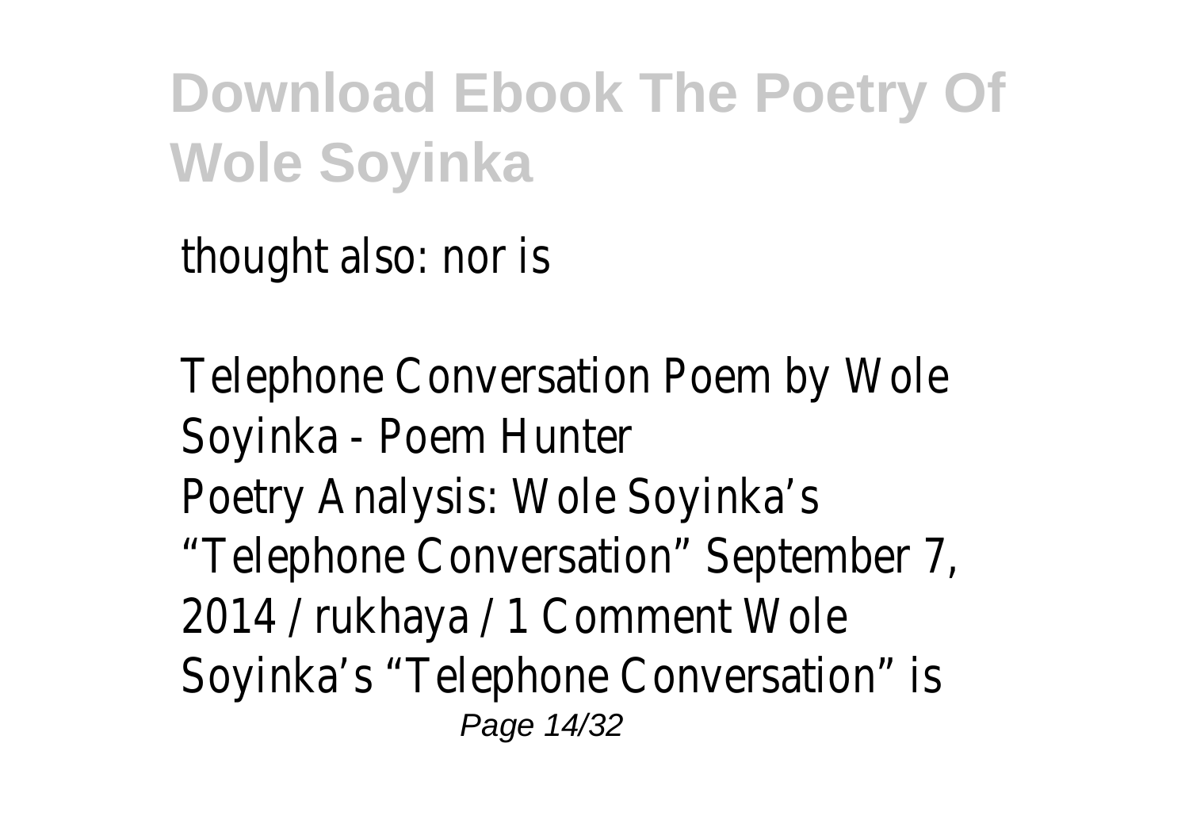thought also: nor is

Telephone Conversation Poem by Wole Soyinka - Poem Hunter
Poetry Analysis: Wole Soyinka's "Telephone Conversation" September 7, 2014 / rukhaya / 1 Comment Wole Soyinka's "Telephone Conversation" is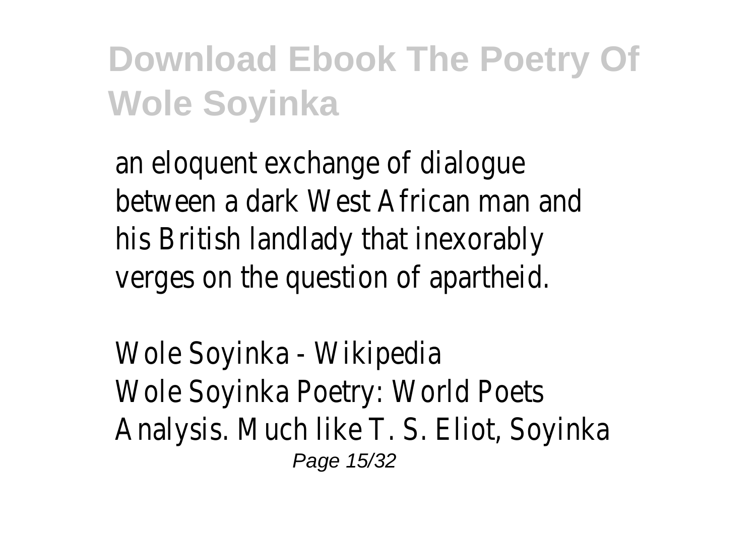an eloquent exchange of dialogue between a dark West African man and his British landlady that inexorably verges on the question of apartheid.

Wole Soyinka - Wikipedia
Wole Soyinka Poetry: World Poets Analysis. Much like T. S. Eliot, Soyinka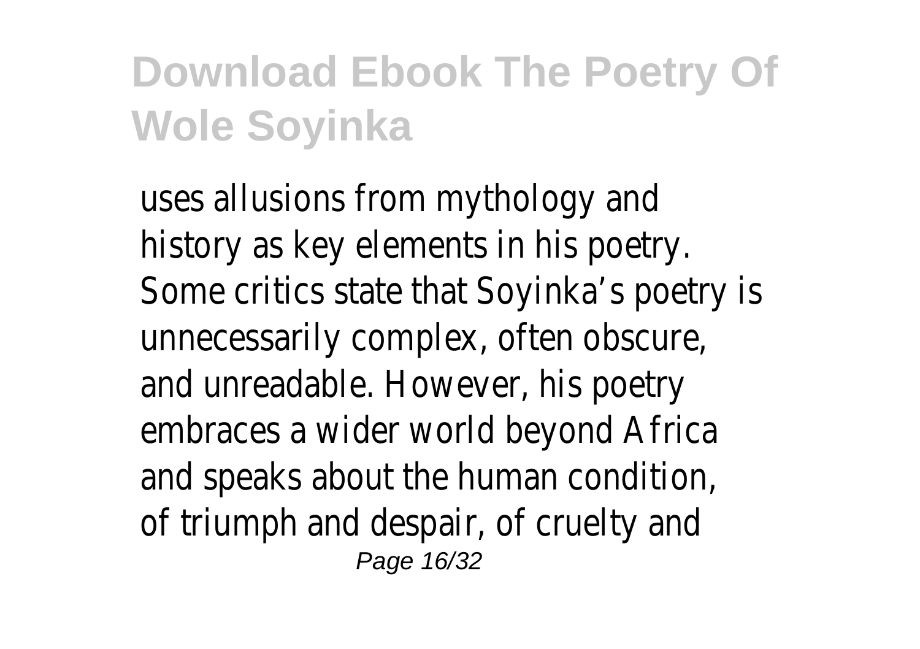uses allusions from mythology and history as key elements in his poetry. Some critics state that Soyinka's poetry is unnecessarily complex, often obscure, and unreadable. However, his poetry embraces a wider world beyond Africa and speaks about the human condition, of triumph and despair, of cruelty and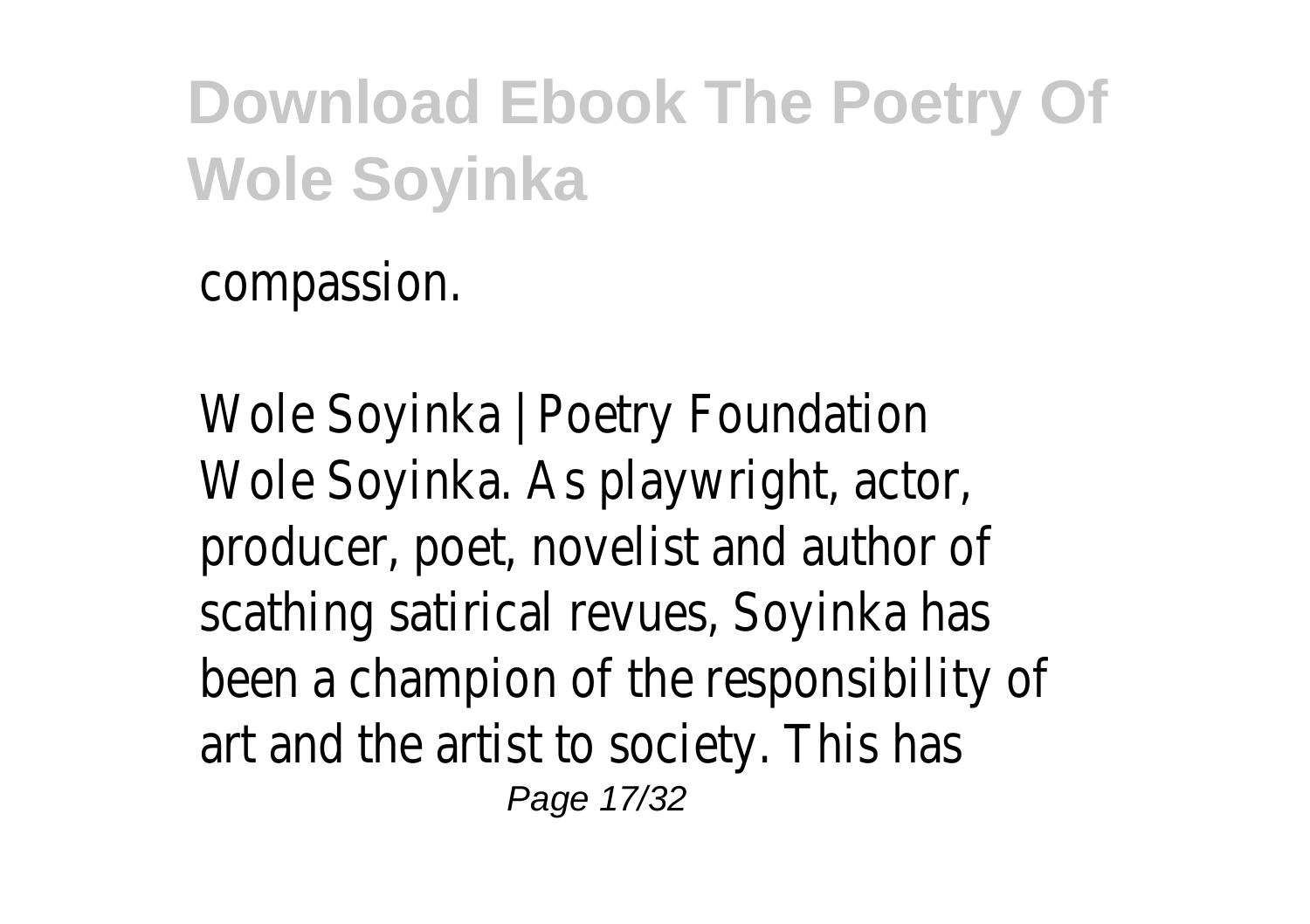compassion.

Wole Soyinka | Poetry Foundation
Wole Soyinka. As playwright, actor, producer, poet, novelist and author of scathing satirical revues, Soyinka has been a champion of the responsibility of art and the artist to society. This has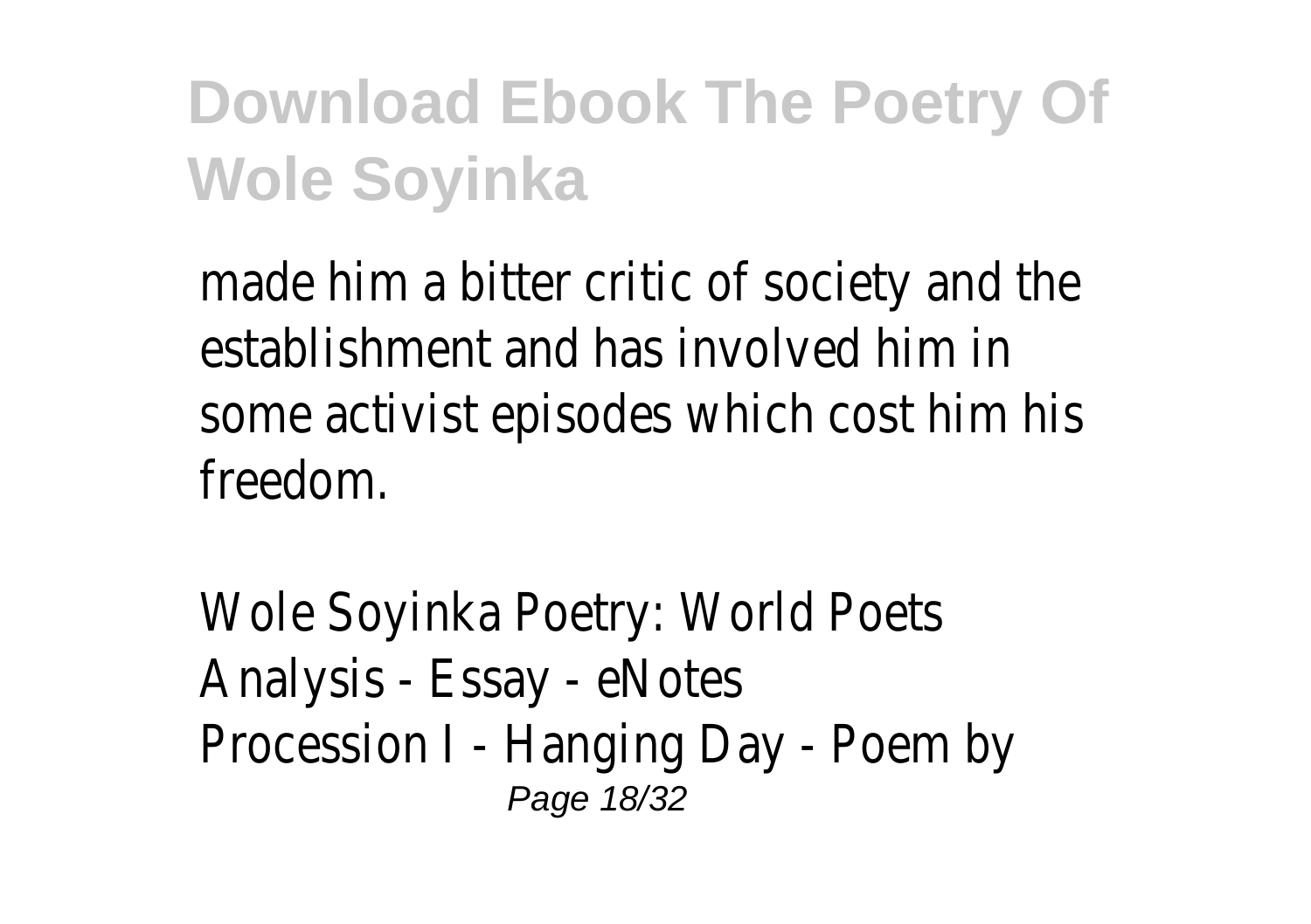made him a bitter critic of society and the establishment and has involved him in some activist episodes which cost him his freedom.

Wole Soyinka Poetry: World Poets Analysis - Essay - eNotes
Procession I - Hanging Day - Poem by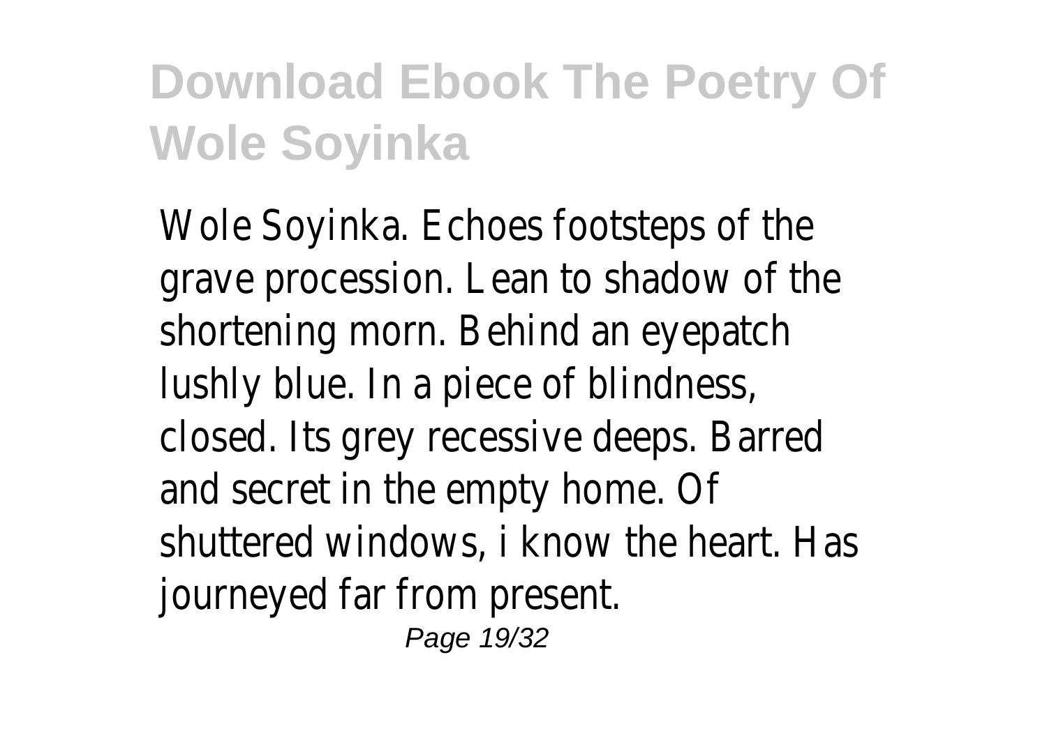Wole Soyinka. Echoes footsteps of the grave procession. Lean to shadow of the shortening morn. Behind an eyepatch lushly blue. In a piece of blindness, closed. Its grey recessive deeps. Barred and secret in the empty home. Of shuttered windows, i know the heart. Has journeyed far from present.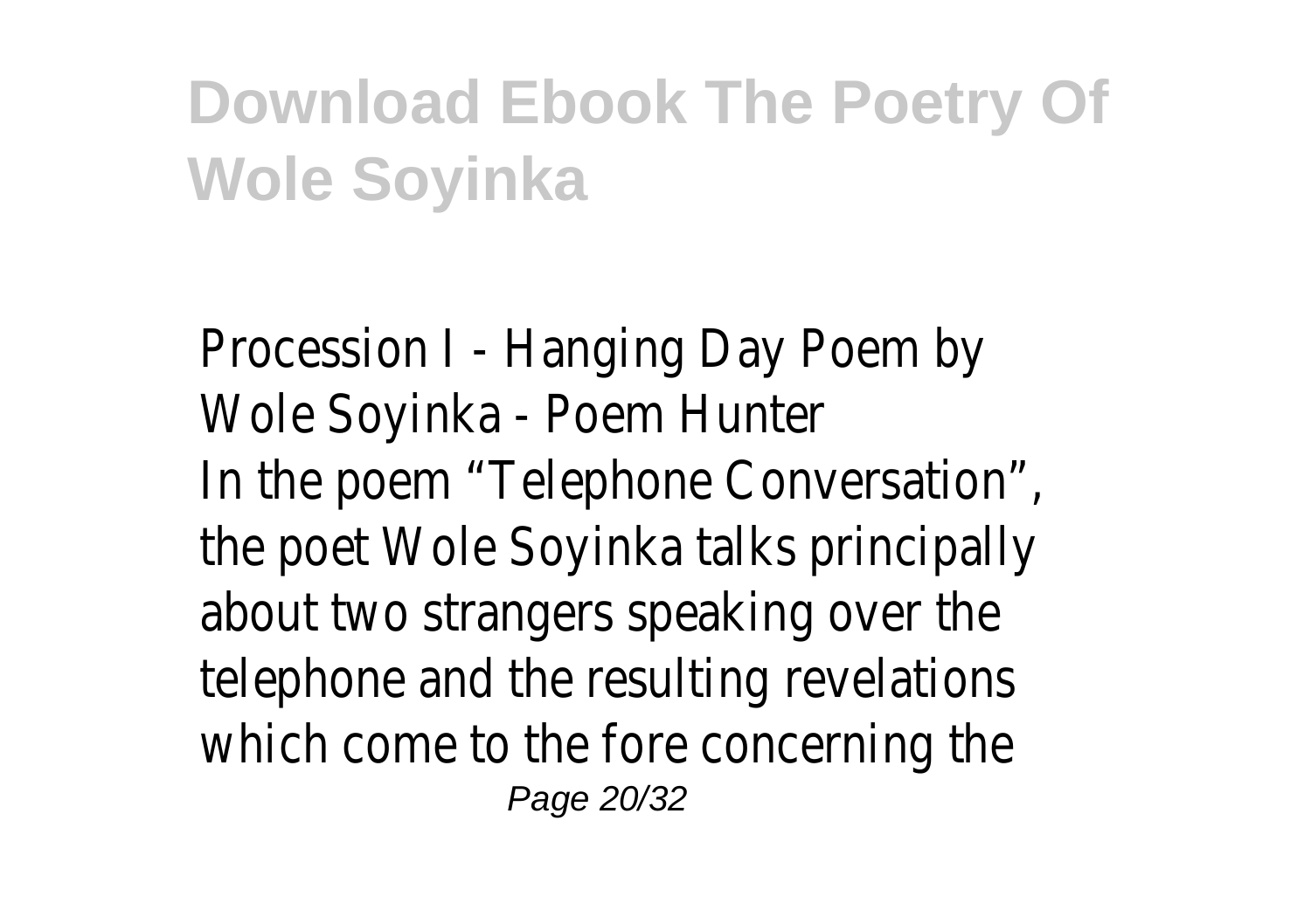Procession I - Hanging Day Poem by Wole Soyinka - Poem Hunter

In the poem "Telephone Conversation", the poet Wole Soyinka talks principally about two strangers speaking over the telephone and the resulting revelations which come to the fore concerning the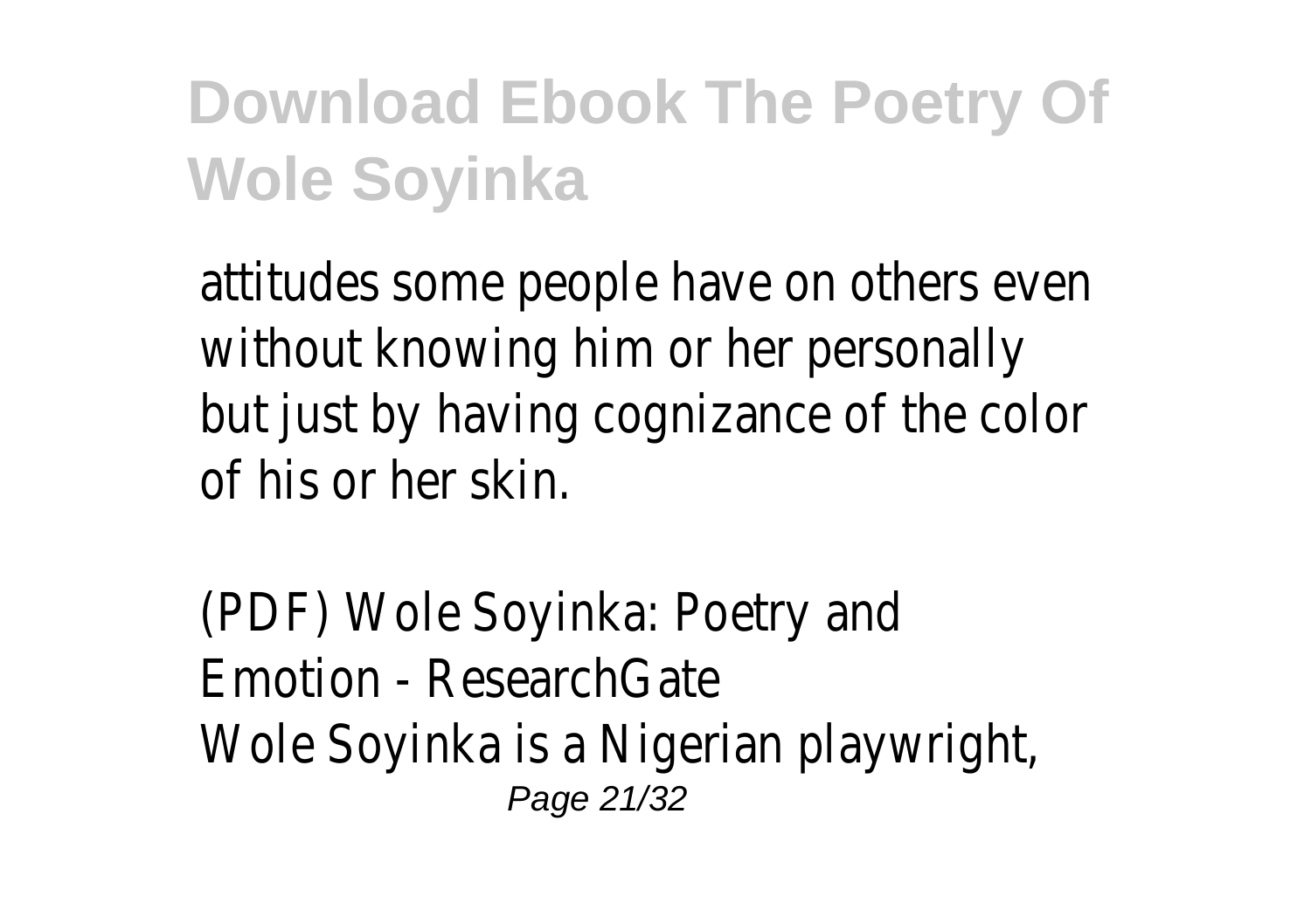attitudes some people have on others even without knowing him or her personally but just by having cognizance of the color of his or her skin.

(PDF) Wole Soyinka: Poetry and Emotion - ResearchGate
Wole Soyinka is a Nigerian playwright,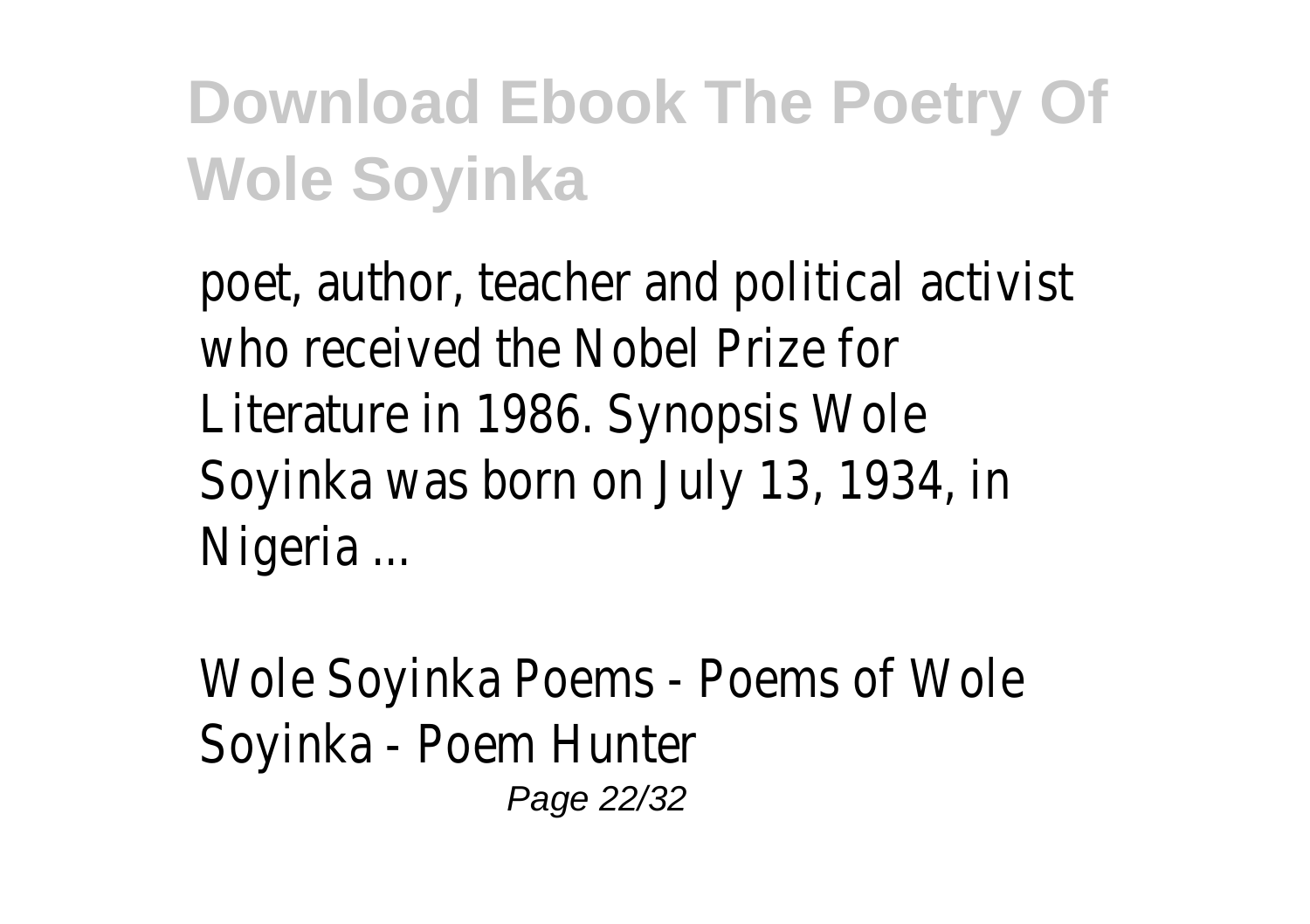poet, author, teacher and political activist who received the Nobel Prize for Literature in 1986. Synopsis Wole Soyinka was born on July 13, 1934, in Nigeria ...

Wole Soyinka Poems - Poems of Wole Soyinka - Poem Hunter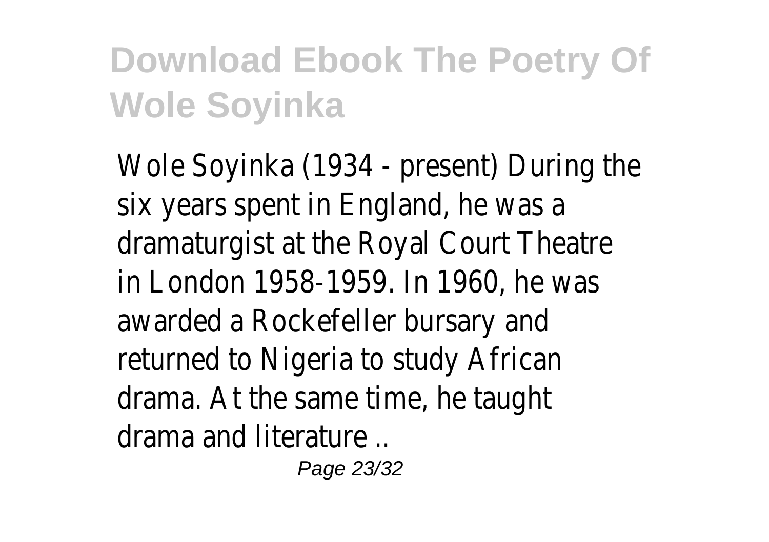# Download Ebook The Poetry Of Wole Soyinka

Wole Soyinka (1934 - present) During the six years spent in England, he was a dramaturgist at the Royal Court Theatre in London 1958-1959. In 1960, he was awarded a Rockefeller bursary and returned to Nigeria to study African drama. At the same time, he taught drama and literature ..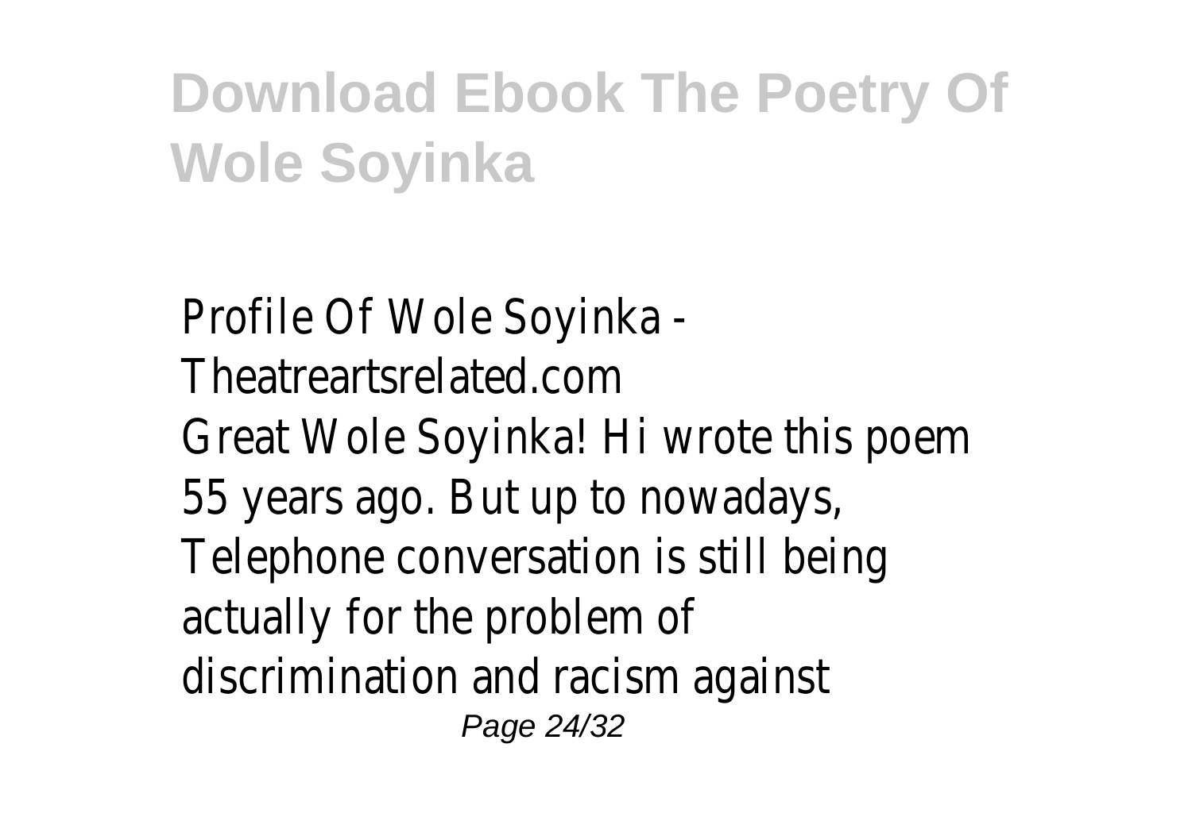Profile Of Wole Soyinka - Theatreartsrelated.com

Great Wole Soyinka! Hi wrote this poem 55 years ago. But up to nowadays, Telephone conversation is still being actually for the problem of discrimination and racism against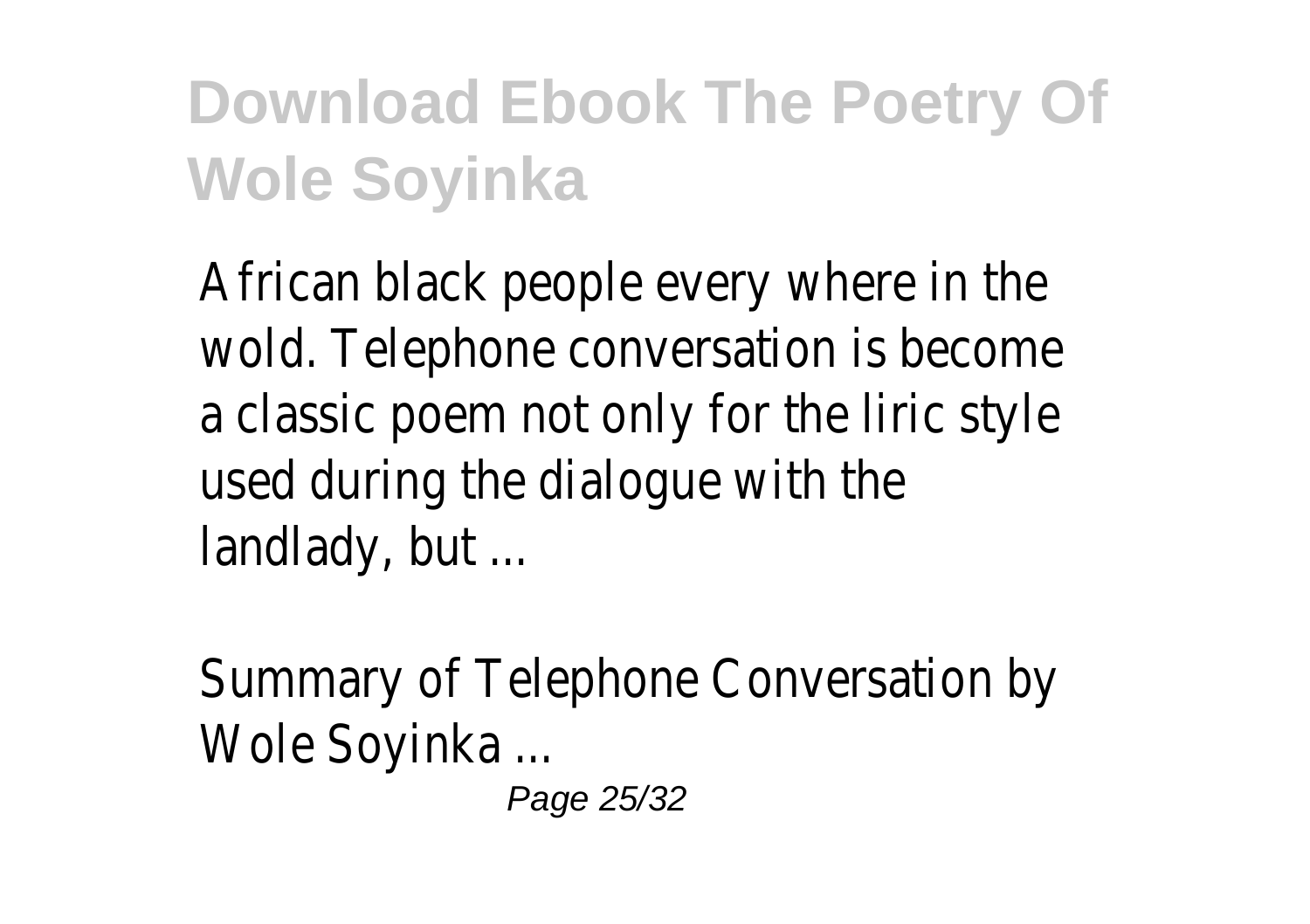African black people every where in the wold. Telephone conversation is become a classic poem not only for the liric style used during the dialogue with the landlady, but ...

Summary of Telephone Conversation by Wole Soyinka ...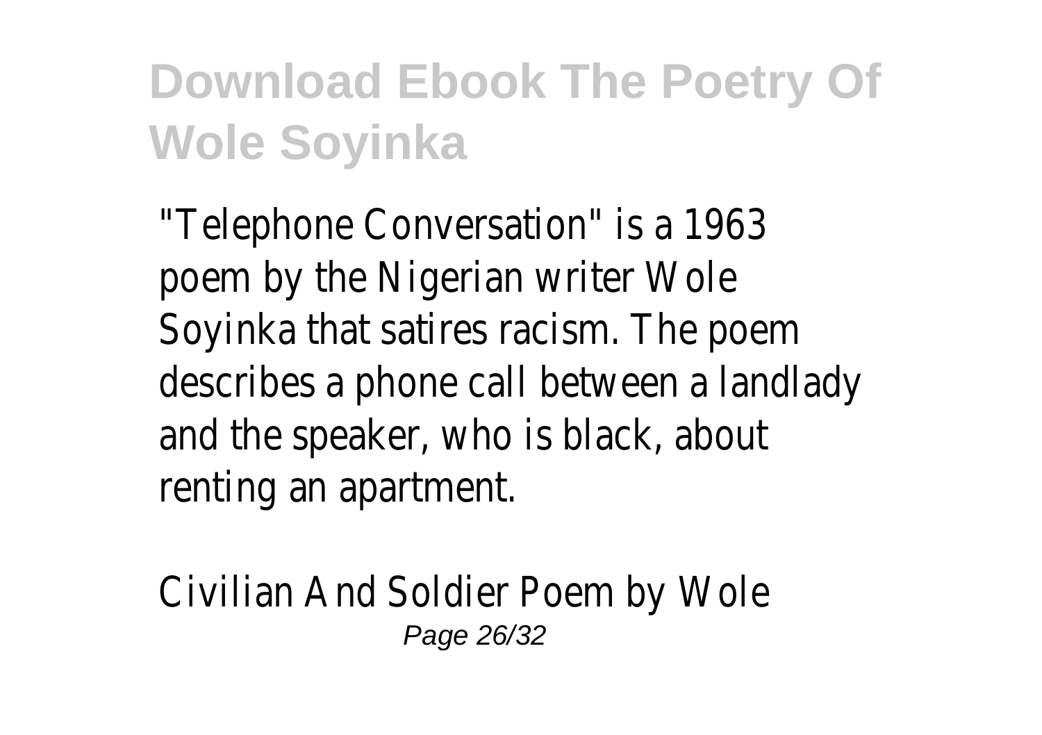"Telephone Conversation" is a 1963 poem by the Nigerian writer Wole Soyinka that satires racism. The poem describes a phone call between a landlady and the speaker, who is black, about renting an apartment.

Civilian And Soldier Poem by Wole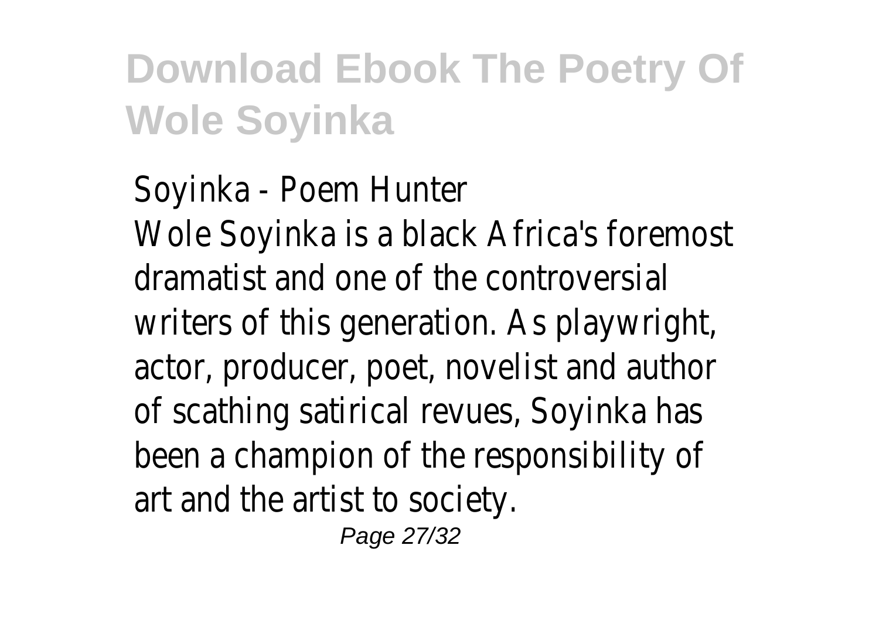Soyinka - Poem Hunter

Wole Soyinka is a black Africa's foremost dramatist and one of the controversial writers of this generation. As playwright, actor, producer, poet, novelist and author of scathing satirical revues, Soyinka has been a champion of the responsibility of art and the artist to society.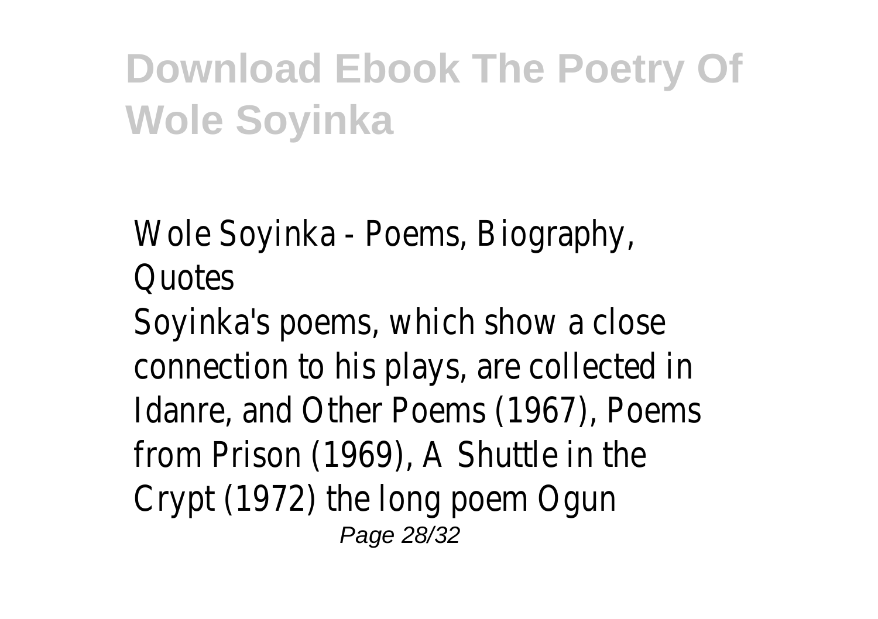Wole Soyinka - Poems, Biography, Quotes

Soyinka's poems, which show a close connection to his plays, are collected in Idanre, and Other Poems (1967), Poems from Prison (1969), A Shuttle in the Crypt (1972) the long poem Ogun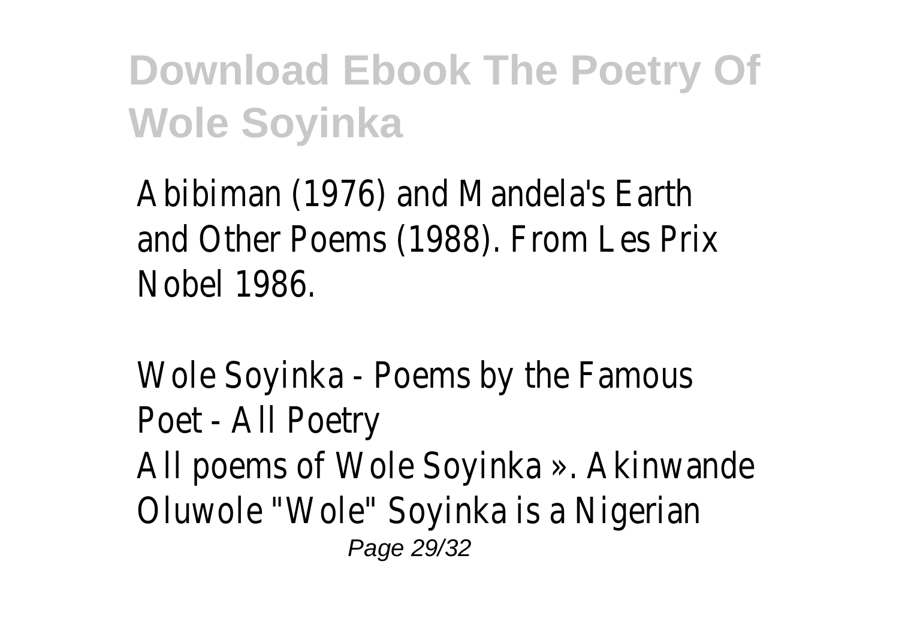Abibiman (1976) and Mandela's Earth and Other Poems (1988). From Les Prix Nobel 1986.

Wole Soyinka - Poems by the Famous Poet - All Poetry

All poems of Wole Soyinka ». Akinwande Oluwole "Wole" Soyinka is a Nigerian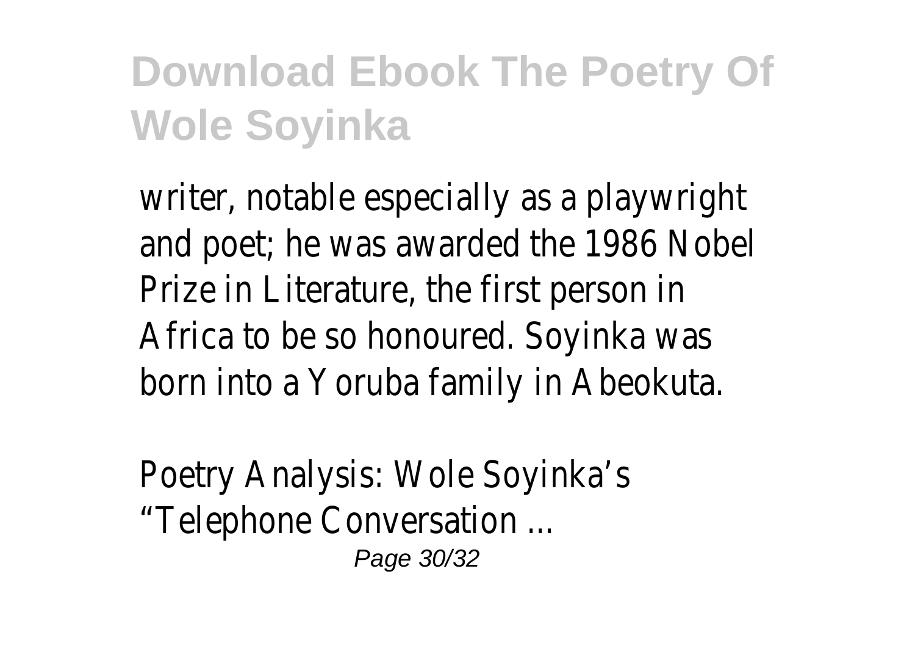writer, notable especially as a playwright and poet; he was awarded the 1986 Nobel Prize in Literature, the first person in Africa to be so honoured. Soyinka was born into a Yoruba family in Abeokuta.

Poetry Analysis: Wole Soyinka's "Telephone Conversation ...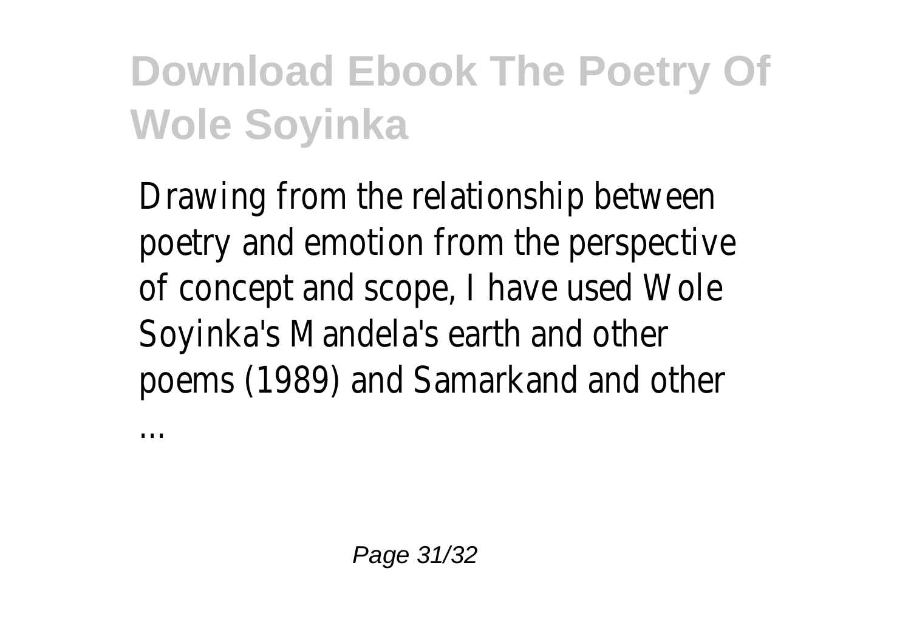# Download Ebook The Poetry Of Wole Soyinka

Drawing from the relationship between poetry and emotion from the perspective of concept and scope, I have used Wole Soyinka's Mandela's earth and other poems (1989) and Samarkand and other ...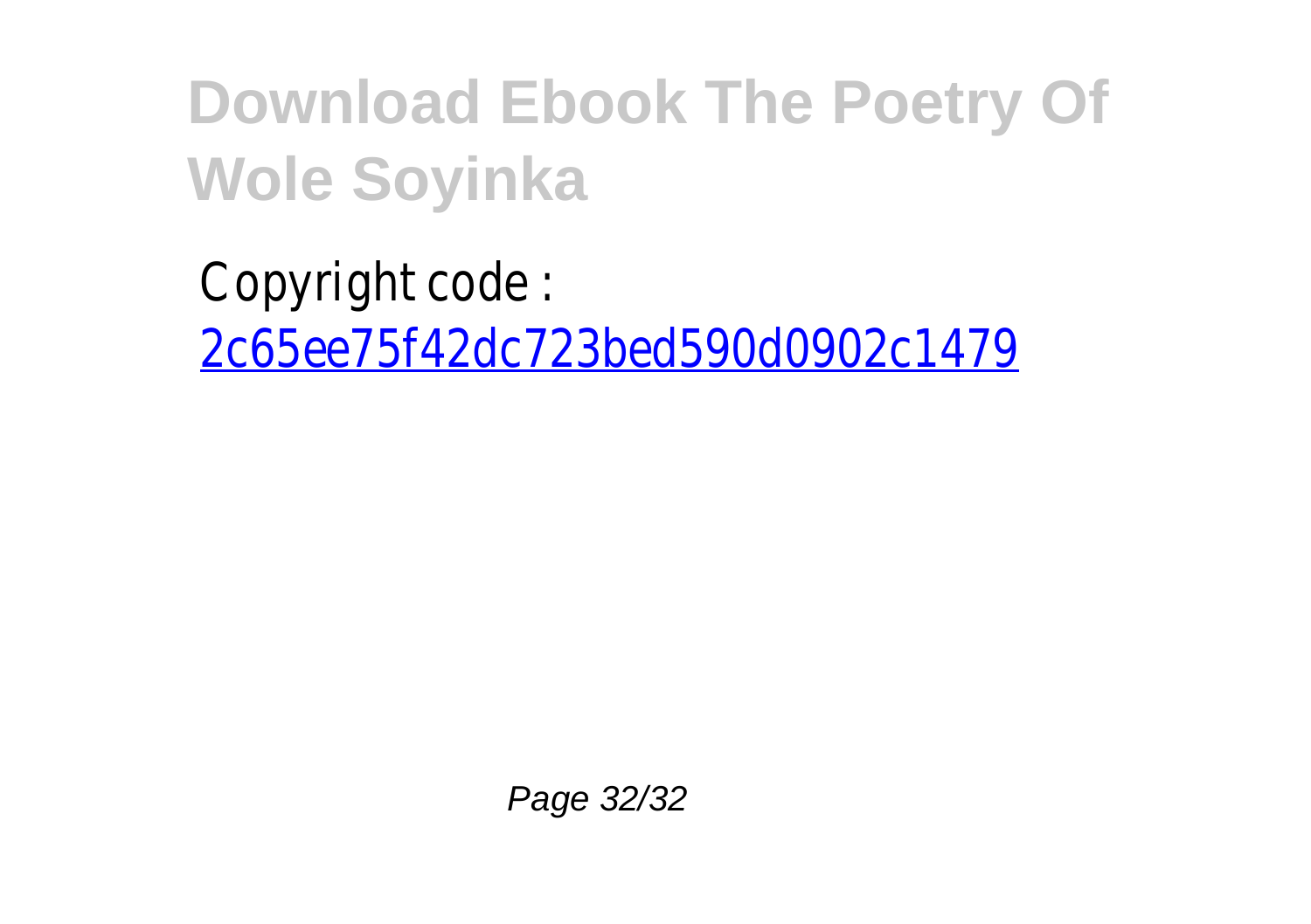Copyright code : 2c65ee75f42dc723bed590d0902c1479